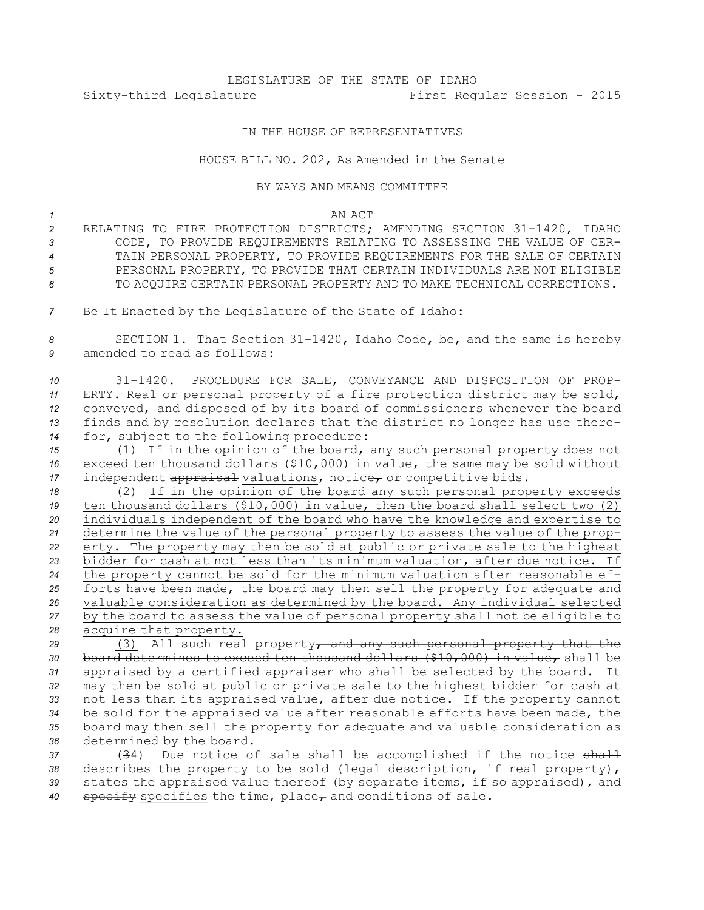LEGISLATURE OF THE STATE OF IDAHO
Sixty-third Legislature First Regular Session - 2015

IN THE HOUSE OF REPRESENTATIVES

HOUSE BILL NO. 202, As Amended in the Senate

BY WAYS AND MEANS COMMITTEE

AN ACT

RELATING TO FIRE PROTECTION DISTRICTS; AMENDING SECTION 31-1420, IDAHO CODE, TO PROVIDE REQUIREMENTS RELATING TO ASSESSING THE VALUE OF CERTAIN PERSONAL PROPERTY, TO PROVIDE REQUIREMENTS FOR THE SALE OF CERTAIN PERSONAL PROPERTY, TO PROVIDE THAT CERTAIN INDIVIDUALS ARE NOT ELIGIBLE TO ACQUIRE CERTAIN PERSONAL PROPERTY AND TO MAKE TECHNICAL CORRECTIONS.

Be It Enacted by the Legislature of the State of Idaho:

SECTION 1. That Section 31-1420, Idaho Code, be, and the same is hereby amended to read as follows:

31-1420. PROCEDURE FOR SALE, CONVEYANCE AND DISPOSITION OF PROPERTY. Real or personal property of a fire protection district may be sold, conveyed~~,~~ and disposed of by its board of commissioners whenever the board finds and by resolution declares that the district no longer has use therefor, subject to the following procedure:

(1) If in the opinion of the board~~,~~ any such personal property does not exceed ten thousand dollars ($10,000) in value, the same may be sold without independent ~~appraisal~~ valuations, notice~~,~~ or competitive bids.

(2) If in the opinion of the board any such personal property exceeds ten thousand dollars ($10,000) in value, then the board shall select two (2) individuals independent of the board who have the knowledge and expertise to determine the value of the personal property to assess the value of the property. The property may then be sold at public or private sale to the highest bidder for cash at not less than its minimum valuation, after due notice. If the property cannot be sold for the minimum valuation after reasonable efforts have been made, the board may then sell the property for adequate and valuable consideration as determined by the board. Any individual selected by the board to assess the value of personal property shall not be eligible to acquire that property.

(3) All such real property~~, and any such personal property that the board determines to exceed ten thousand dollars ($10,000) in value,~~ shall be appraised by a certified appraiser who shall be selected by the board. It may then be sold at public or private sale to the highest bidder for cash at not less than its appraised value, after due notice. If the property cannot be sold for the appraised value after reasonable efforts have been made, the board may then sell the property for adequate and valuable consideration as determined by the board.

(~~3~~4) Due notice of sale shall be accomplished if the notice ~~shall~~ describes the property to be sold (legal description, if real property), states the appraised value thereof (by separate items, if so appraised), and ~~specify~~ specifies the time, place~~,~~ and conditions of sale.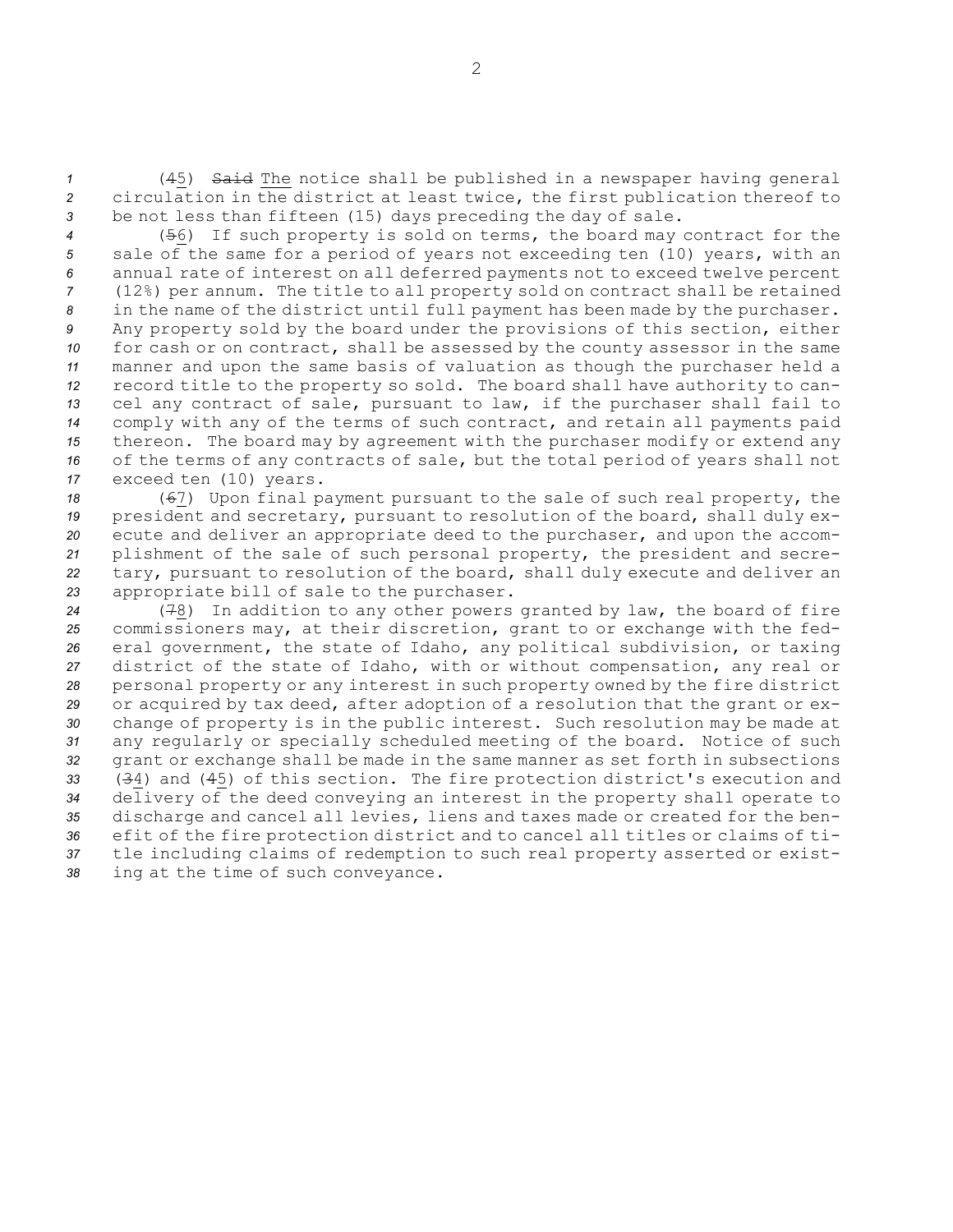(45) Said The notice shall be published in a newspaper having general circulation in the district at least twice, the first publication thereof to be not less than fifteen (15) days preceding the day of sale.

(56) If such property is sold on terms, the board may contract for the sale of the same for a period of years not exceeding ten (10) years, with an annual rate of interest on all deferred payments not to exceed twelve percent (12%) per annum. The title to all property sold on contract shall be retained in the name of the district until full payment has been made by the purchaser. Any property sold by the board under the provisions of this section, either for cash or on contract, shall be assessed by the county assessor in the same manner and upon the same basis of valuation as though the purchaser held a record title to the property so sold. The board shall have authority to cancel any contract of sale, pursuant to law, if the purchaser shall fail to comply with any of the terms of such contract, and retain all payments paid thereon. The board may by agreement with the purchaser modify or extend any of the terms of any contracts of sale, but the total period of years shall not exceed ten (10) years.

(67) Upon final payment pursuant to the sale of such real property, the president and secretary, pursuant to resolution of the board, shall duly execute and deliver an appropriate deed to the purchaser, and upon the accomplishment of the sale of such personal property, the president and secretary, pursuant to resolution of the board, shall duly execute and deliver an appropriate bill of sale to the purchaser.

(78) In addition to any other powers granted by law, the board of fire commissioners may, at their discretion, grant to or exchange with the federal government, the state of Idaho, any political subdivision, or taxing district of the state of Idaho, with or without compensation, any real or personal property or any interest in such property owned by the fire district or acquired by tax deed, after adoption of a resolution that the grant or exchange of property is in the public interest. Such resolution may be made at any regularly or specially scheduled meeting of the board. Notice of such grant or exchange shall be made in the same manner as set forth in subsections (34) and (45) of this section. The fire protection district's execution and delivery of the deed conveying an interest in the property shall operate to discharge and cancel all levies, liens and taxes made or created for the benefit of the fire protection district and to cancel all titles or claims of title including claims of redemption to such real property asserted or existing at the time of such conveyance.